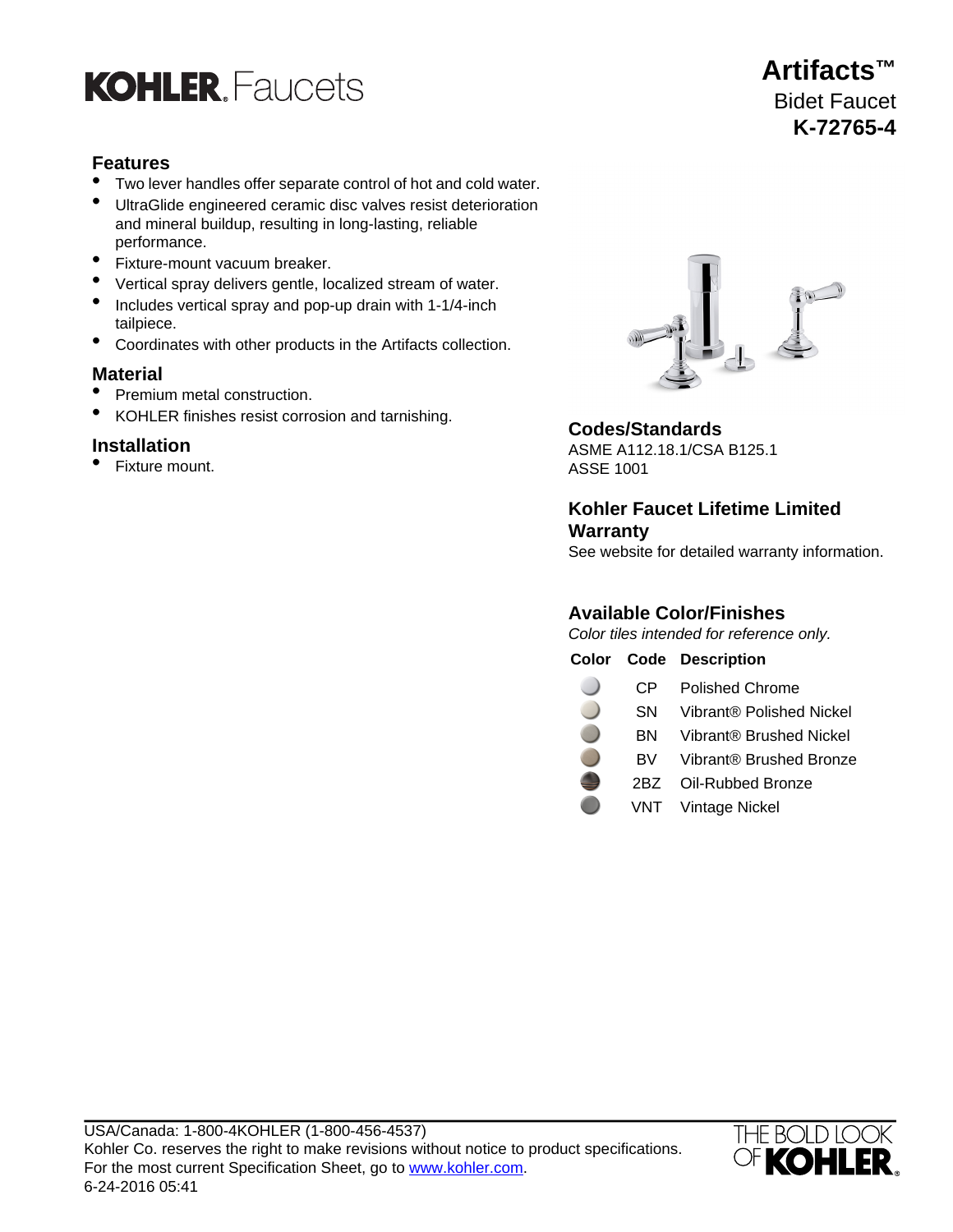# KOHLER. Faucets

# Artifacts™
## Bidet Faucet
## K-72765-4

### Features

- Two lever handles offer separate control of hot and cold water.
- UltraGlide engineered ceramic disc valves resist deterioration and mineral buildup, resulting in long-lasting, reliable performance.
- Fixture-mount vacuum breaker.
- Vertical spray delivers gentle, localized stream of water.
- Includes vertical spray and pop-up drain with 1-1/4-inch tailpiece.
- Coordinates with other products in the Artifacts collection.

### Material

- Premium metal construction.
- KOHLER finishes resist corrosion and tarnishing.

### Installation

- Fixture mount.

### Codes/Standards

ASME A112.18.1/CSA B125.1
ASSE 1001

### Kohler Faucet Lifetime Limited Warranty

See website for detailed warranty information.

### Available Color/Finishes

*Color tiles intended for reference only.*

| Color | Code | Description |
|---|---|---|
| | CP | Polished Chrome |
| | SN | Vibrant® Polished Nickel |
| | BN | Vibrant® Brushed Nickel |
| | BV | Vibrant® Brushed Bronze |
| | 2BZ | Oil-Rubbed Bronze |
| | VNT | Vintage Nickel |

USA/Canada: 1-800-4KOHLER (1-800-456-4537)
Kohler Co. reserves the right to make revisions without notice to product specifications.
For the most current Specification Sheet, go to www.kohler.com.
6-24-2016 05:41

THE BOLD LOOK OF KOHLER.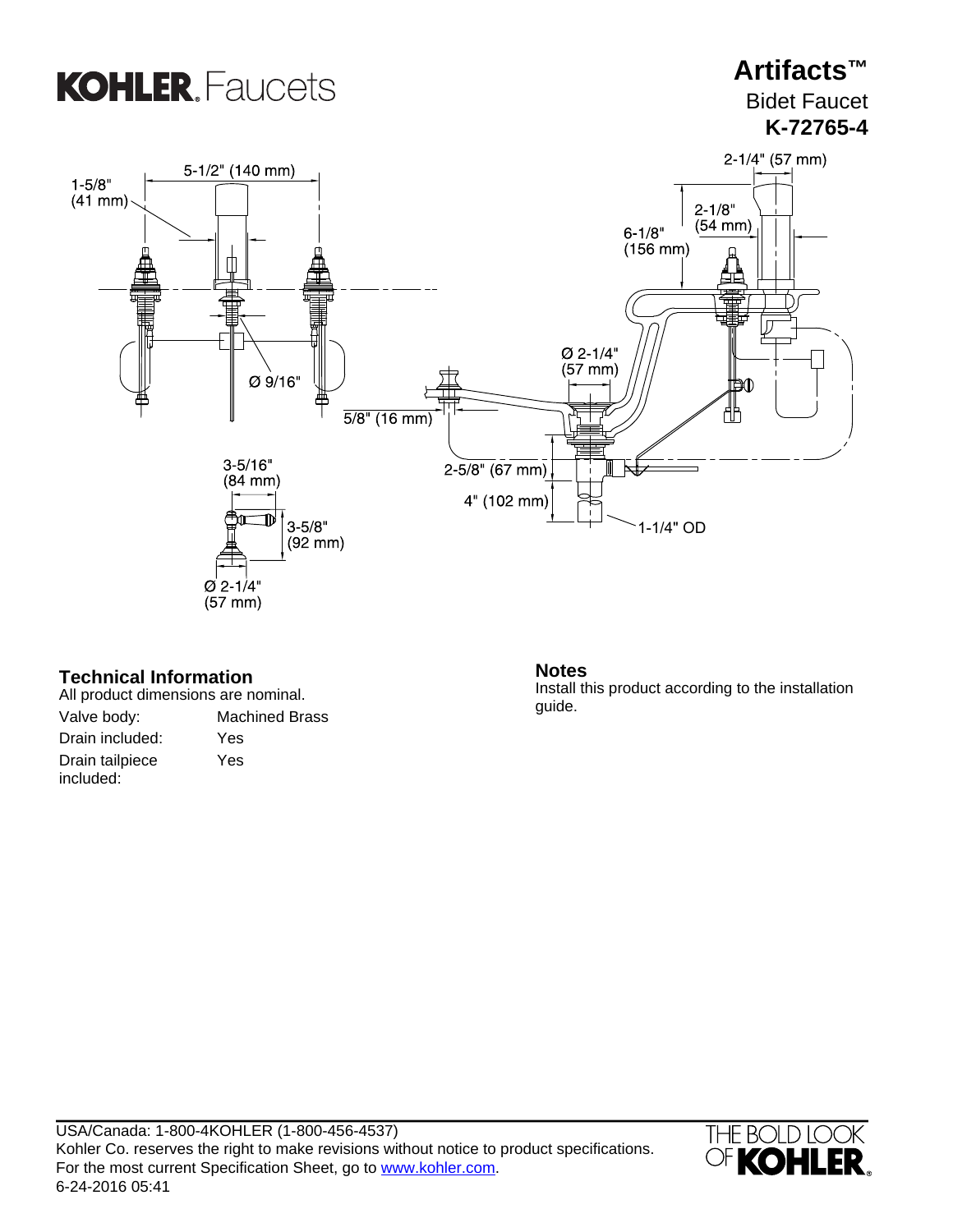# KOHLER. Faucets

## Artifacts™

Bidet Faucet

**K-72765-4**

5-1/2" (140 mm)

1-5/8"
(41 mm)

Ø 9/16"

2-1/4" (57 mm)

2-1/8"
(54 mm)

6-1/8"
(156 mm)

Ø 2-1/4"
(57 mm)

5/8" (16 mm)

2-5/8" (67 mm)

4" (102 mm)

1-1/4" OD

3-5/16"
(84 mm)

3-5/8"
(92 mm)

Ø 2-1/4"
(57 mm)

## Technical Information

All product dimensions are nominal.

| | |
|---|---|
| Valve body: | Machined Brass |
| Drain included: | Yes |
| Drain tailpiece included: | Yes |

## Notes

Install this product according to the installation guide.

USA/Canada: 1-800-4KOHLER (1-800-456-4537)
Kohler Co. reserves the right to make revisions without notice to product specifications.
For the most current Specification Sheet, go to www.kohler.com.
6-24-2016 05:41

THE BOLD LOOK OF KOHLER.